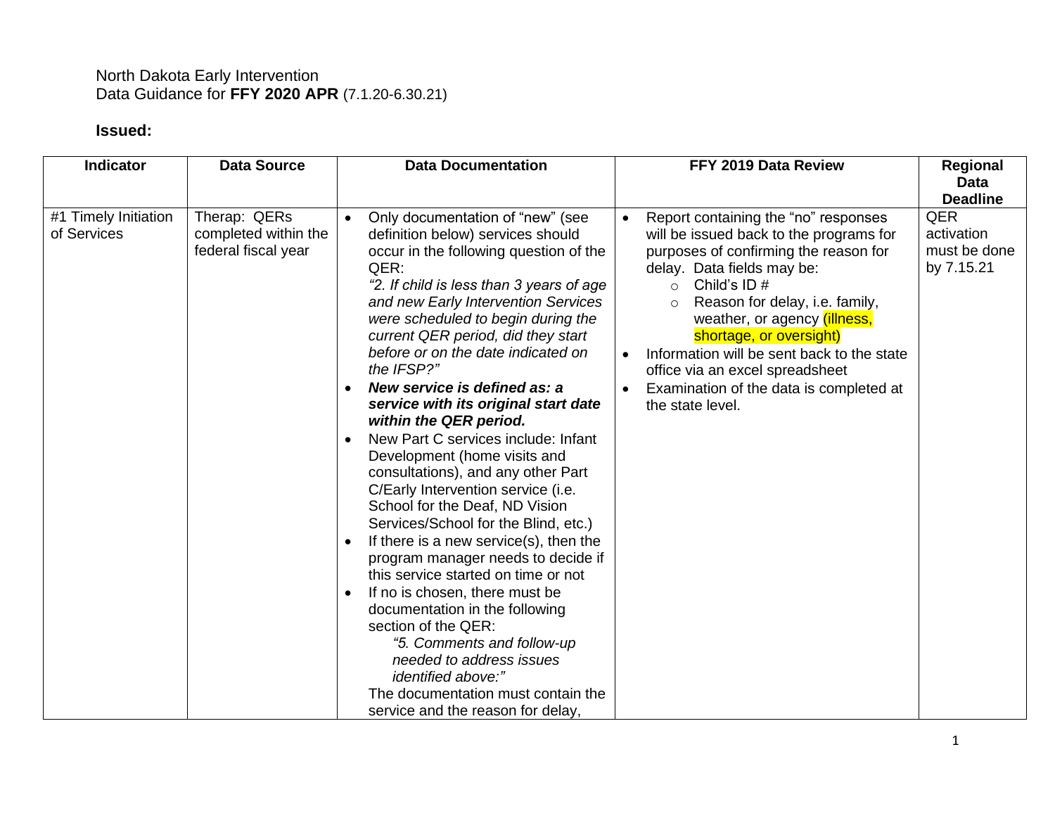North Dakota Early Intervention
Data Guidance for **FFY 2020 APR** (7.1.20-6.30.21)

**Issued:**

| Indicator | Data Source | Data Documentation | FFY 2019 Data Review | Regional Data Deadline |
|---|---|---|---|---|
| #1 Timely Initiation of Services | Therap: QERs completed within the federal fiscal year | • Only documentation of "new" (see definition below) services should occur in the following question of the QER: *"2. If child is less than 3 years of age and new Early Intervention Services were scheduled to begin during the current QER period, did they start before or on the date indicated on the IFSP?"*<br>• ***New service is defined as: a service with its original start date within the QER period.***<br>• New Part C services include: Infant Development (home visits and consultations), and any other Part C/Early Intervention service (i.e. School for the Deaf, ND Vision Services/School for the Blind, etc.)<br>• If there is a new service(s), then the program manager needs to decide if this service started on time or not<br>• If no is chosen, there must be documentation in the following section of the QER: *"5. Comments and follow-up needed to address issues identified above:"* The documentation must contain the service and the reason for delay, | • Report containing the "no" responses will be issued back to the programs for purposes of confirming the reason for delay. Data fields may be:<br>  ○ Child's ID #<br>  ○ Reason for delay, i.e. family, weather, or agency (illness, shortage, or oversight)<br>• Information will be sent back to the state office via an excel spreadsheet<br>• Examination of the data is completed at the state level. | QER activation must be done by 7.15.21 |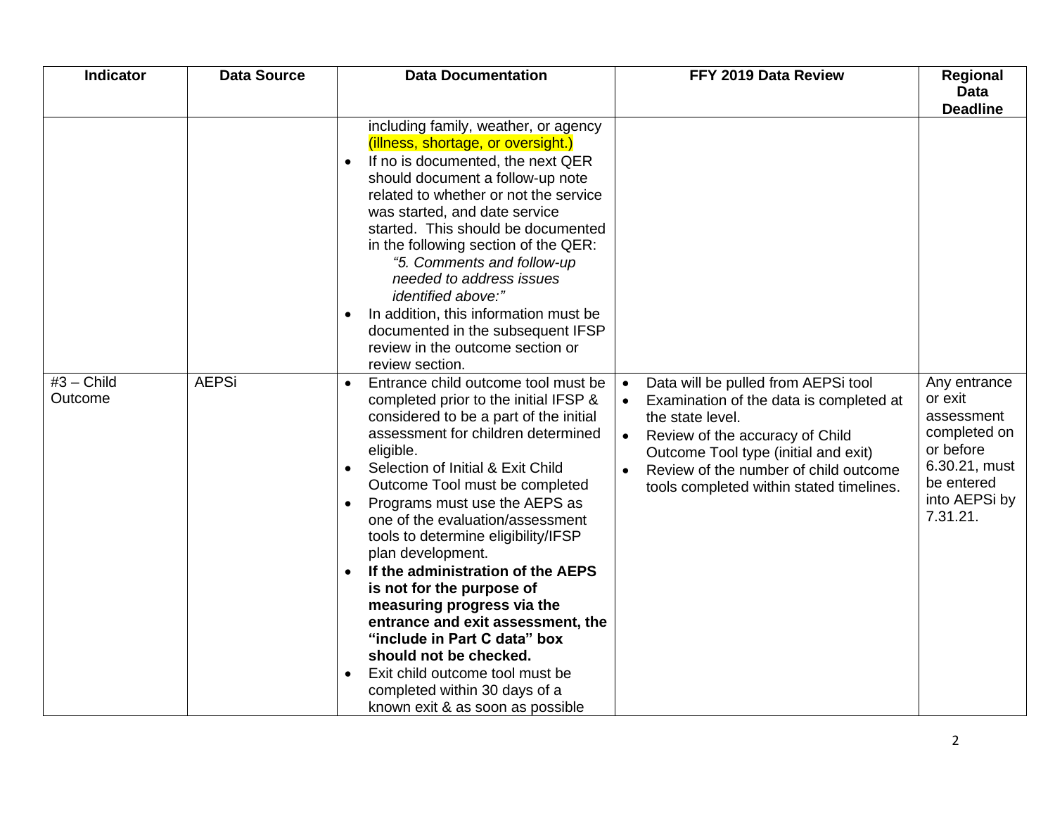| Indicator | Data Source | Data Documentation | FFY 2019 Data Review | Regional Data Deadline |
|---|---|---|---|---|
| | | including family, weather, or agency (illness, shortage, or oversight.)<br>• If no is documented, the next QER should document a follow-up note related to whether or not the service was started, and date service started. This should be documented in the following section of the QER: *"5. Comments and follow-up needed to address issues identified above:"*<br>• In addition, this information must be documented in the subsequent IFSP review in the outcome section or review section. | | |
| #3 – Child Outcome | AEPSi | • Entrance child outcome tool must be completed prior to the initial IFSP & considered to be a part of the initial assessment for children determined eligible.<br>• Selection of Initial & Exit Child Outcome Tool must be completed<br>• Programs must use the AEPS as one of the evaluation/assessment tools to determine eligibility/IFSP plan development.<br>• **If the administration of the AEPS is not for the purpose of measuring progress via the entrance and exit assessment, the "include in Part C data" box should not be checked.**<br>• Exit child outcome tool must be completed within 30 days of a known exit & as soon as possible | • Data will be pulled from AEPSi tool<br>• Examination of the data is completed at the state level.<br>• Review of the accuracy of Child Outcome Tool type (initial and exit)<br>• Review of the number of child outcome tools completed within stated timelines. | Any entrance or exit assessment completed on or before 6.30.21, must be entered into AEPSi by 7.31.21. |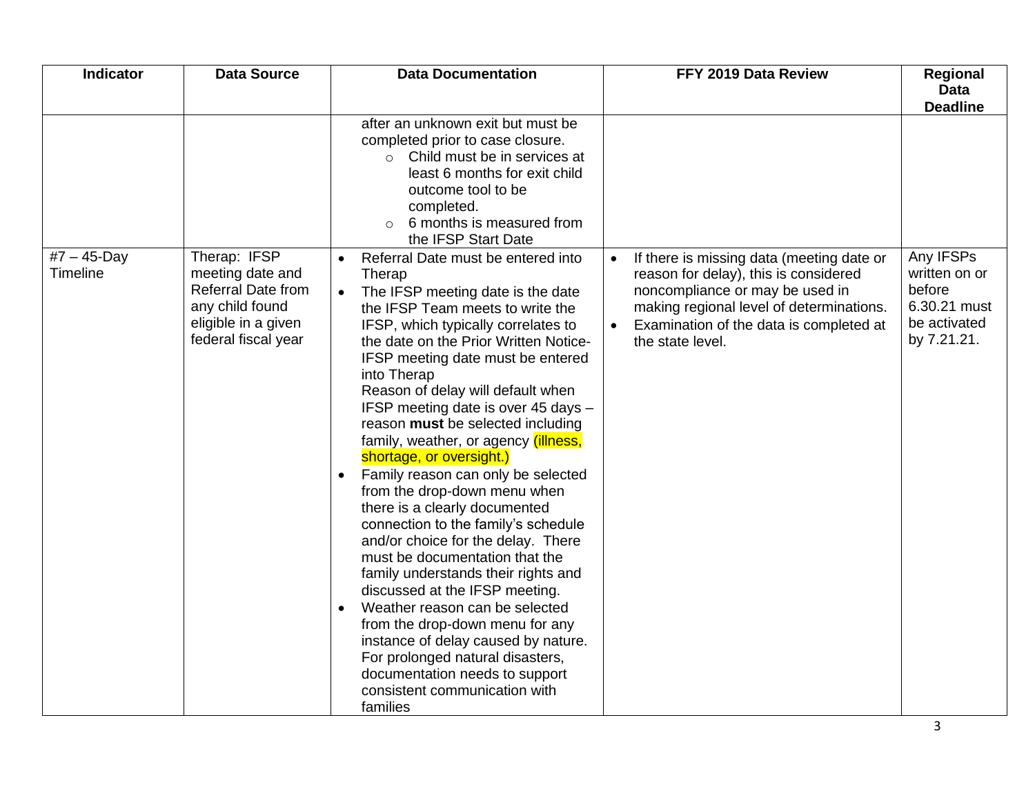| Indicator | Data Source | Data Documentation | FFY 2019 Data Review | Regional Data Deadline |
|---|---|---|---|---|
| | | after an unknown exit but must be completed prior to case closure.<br>◦ Child must be in services at least 6 months for exit child outcome tool to be completed.<br>◦ 6 months is measured from the IFSP Start Date | | |
| #7 – 45-Day Timeline | Therap: IFSP meeting date and Referral Date from any child found eligible in a given federal fiscal year | • Referral Date must be entered into Therap<br>• The IFSP meeting date is the date the IFSP Team meets to write the IFSP, which typically correlates to the date on the Prior Written Notice-IFSP meeting date must be entered into Therap<br>Reason of delay will default when IFSP meeting date is over 45 days – reason **must** be selected including family, weather, or agency (illness, shortage, or oversight.)<br>• Family reason can only be selected from the drop-down menu when there is a clearly documented connection to the family's schedule and/or choice for the delay. There must be documentation that the family understands their rights and discussed at the IFSP meeting.<br>• Weather reason can be selected from the drop-down menu for any instance of delay caused by nature. For prolonged natural disasters, documentation needs to support consistent communication with families | • If there is missing data (meeting date or reason for delay), this is considered noncompliance or may be used in making regional level of determinations.<br>• Examination of the data is completed at the state level. | Any IFSPs written on or before 6.30.21 must be activated by 7.21.21. |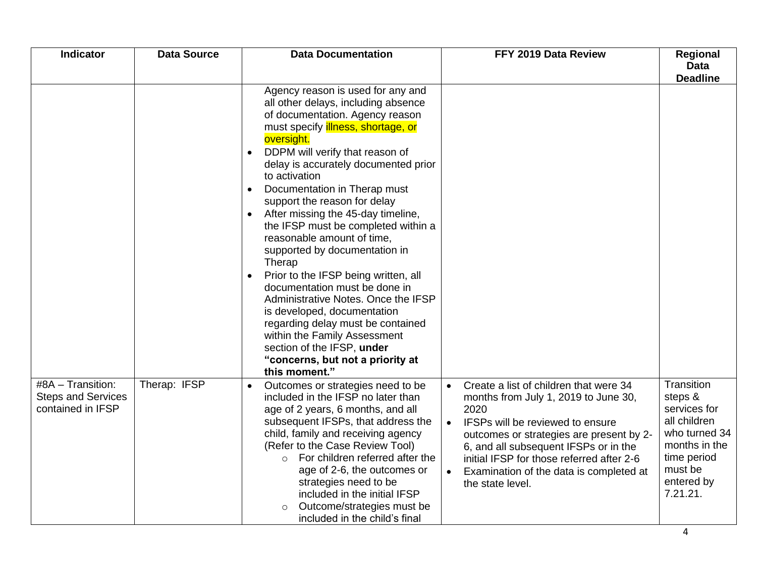| Indicator | Data Source | Data Documentation | FFY 2019 Data Review | Regional Data Deadline |
|---|---|---|---|---|
| | | Agency reason is used for any and all other delays, including absence of documentation. Agency reason must specify illness, shortage, or oversight.<br>• DDPM will verify that reason of delay is accurately documented prior to activation<br>• Documentation in Therap must support the reason for delay<br>• After missing the 45-day timeline, the IFSP must be completed within a reasonable amount of time, supported by documentation in Therap<br>• Prior to the IFSP being written, all documentation must be done in Administrative Notes. Once the IFSP is developed, documentation regarding delay must be contained within the Family Assessment section of the IFSP, **under "concerns, but not a priority at this moment."** | | |
| #8A – Transition: Steps and Services contained in IFSP | Therap: IFSP | • Outcomes or strategies need to be included in the IFSP no later than age of 2 years, 6 months, and all subsequent IFSPs, that address the child, family and receiving agency (Refer to the Case Review Tool)<br>  ○ For children referred after the age of 2-6, the outcomes or strategies need to be included in the initial IFSP<br>  ○ Outcome/strategies must be included in the child's final | • Create a list of children that were 34 months from July 1, 2019 to June 30, 2020<br>• IFSPs will be reviewed to ensure outcomes or strategies are present by 2-6, and all subsequent IFSPs or in the initial IFSP for those referred after 2-6<br>• Examination of the data is completed at the state level. | Transition steps & services for all children who turned 34 months in the time period must be entered by 7.21.21. |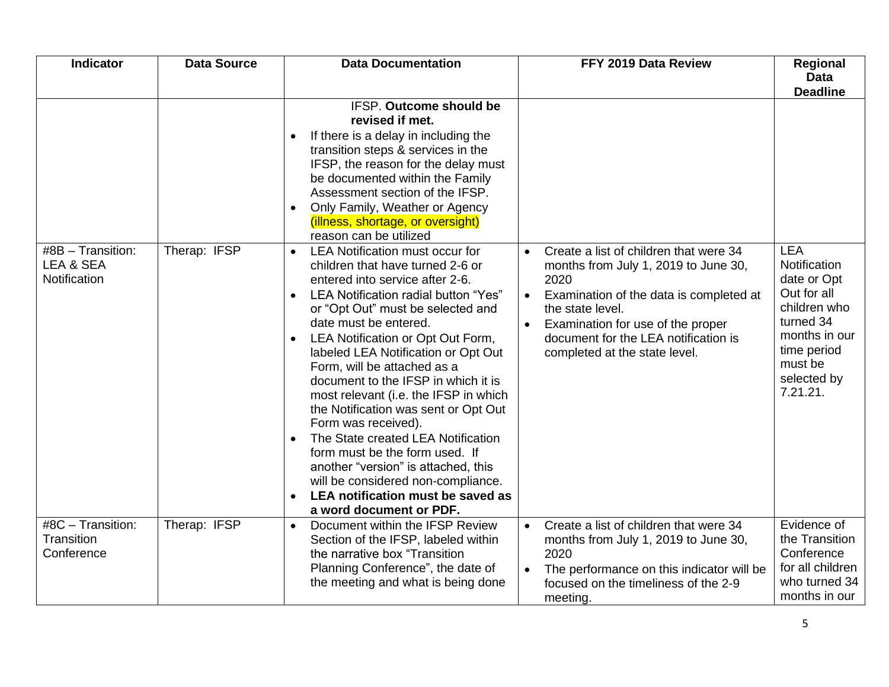| Indicator | Data Source | Data Documentation | FFY 2019 Data Review | Regional Data Deadline |
|---|---|---|---|---|
| | | IFSP. **Outcome should be revised if met.**<br>• If there is a delay in including the transition steps & services in the IFSP, the reason for the delay must be documented within the Family Assessment section of the IFSP.<br>• Only Family, Weather or Agency (illness, shortage, or oversight) reason can be utilized | | |
| #8B – Transition: LEA & SEA Notification | Therap: IFSP | • LEA Notification must occur for children that have turned 2-6 or entered into service after 2-6.<br>• LEA Notification radial button "Yes" or "Opt Out" must be selected and date must be entered.<br>• LEA Notification or Opt Out Form, labeled LEA Notification or Opt Out Form, will be attached as a document to the IFSP in which it is most relevant (i.e. the IFSP in which the Notification was sent or Opt Out Form was received).<br>• The State created LEA Notification form must be the form used. If another "version" is attached, this will be considered non-compliance.<br>• **LEA notification must be saved as a word document or PDF.** | • Create a list of children that were 34 months from July 1, 2019 to June 30, 2020<br>• Examination of the data is completed at the state level.<br>• Examination for use of the proper document for the LEA notification is completed at the state level. | LEA Notification date or Opt Out for all children who turned 34 months in our time period must be selected by 7.21.21. |
| #8C – Transition: Transition Conference | Therap: IFSP | • Document within the IFSP Review Section of the IFSP, labeled within the narrative box "Transition Planning Conference", the date of the meeting and what is being done | • Create a list of children that were 34 months from July 1, 2019 to June 30, 2020<br>• The performance on this indicator will be focused on the timeliness of the 2-9 meeting. | Evidence of the Transition Conference for all children who turned 34 months in our |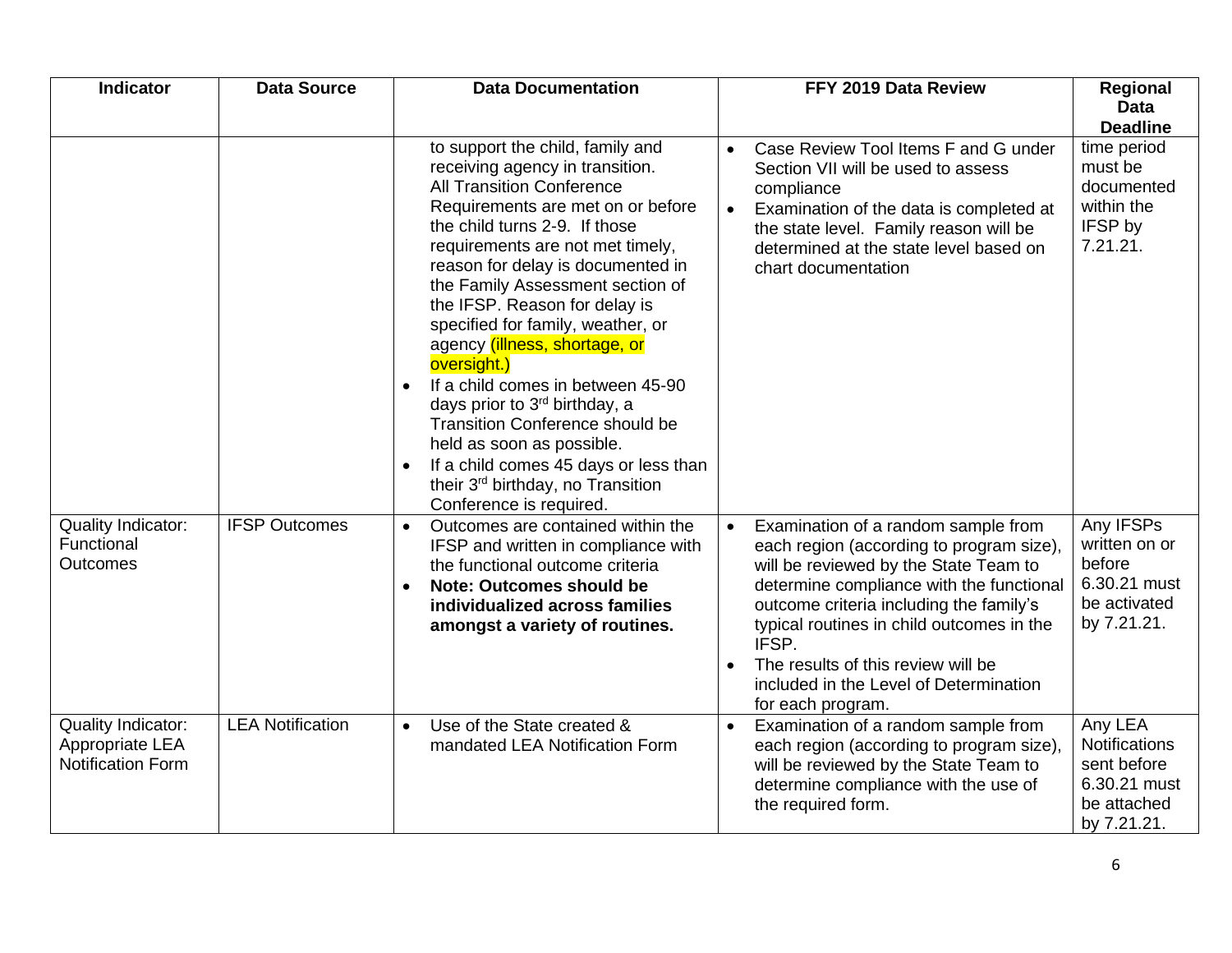| Indicator | Data Source | Data Documentation | FFY 2019 Data Review | Regional Data Deadline |
|---|---|---|---|---|
| | | to support the child, family and receiving agency in transition.<br>All Transition Conference Requirements are met on or before the child turns 2-9. If those requirements are not met timely, reason for delay is documented in the Family Assessment section of the IFSP. Reason for delay is specified for family, weather, or agency (illness, shortage, or oversight.)<br>• If a child comes in between 45-90 days prior to 3rd birthday, a Transition Conference should be held as soon as possible.<br>• If a child comes 45 days or less than their 3rd birthday, no Transition Conference is required. | • Case Review Tool Items F and G under Section VII will be used to assess compliance<br>• Examination of the data is completed at the state level. Family reason will be determined at the state level based on chart documentation | time period must be documented within the IFSP by 7.21.21. |
| Quality Indicator: Functional Outcomes | IFSP Outcomes | • Outcomes are contained within the IFSP and written in compliance with the functional outcome criteria<br>• **Note: Outcomes should be individualized across families amongst a variety of routines.** | • Examination of a random sample from each region (according to program size), will be reviewed by the State Team to determine compliance with the functional outcome criteria including the family's typical routines in child outcomes in the IFSP.<br>• The results of this review will be included in the Level of Determination for each program. | Any IFSPs written on or before 6.30.21 must be activated by 7.21.21. |
| Quality Indicator: Appropriate LEA Notification Form | LEA Notification | • Use of the State created & mandated LEA Notification Form | • Examination of a random sample from each region (according to program size), will be reviewed by the State Team to determine compliance with the use of the required form. | Any LEA Notifications sent before 6.30.21 must be attached by 7.21.21. |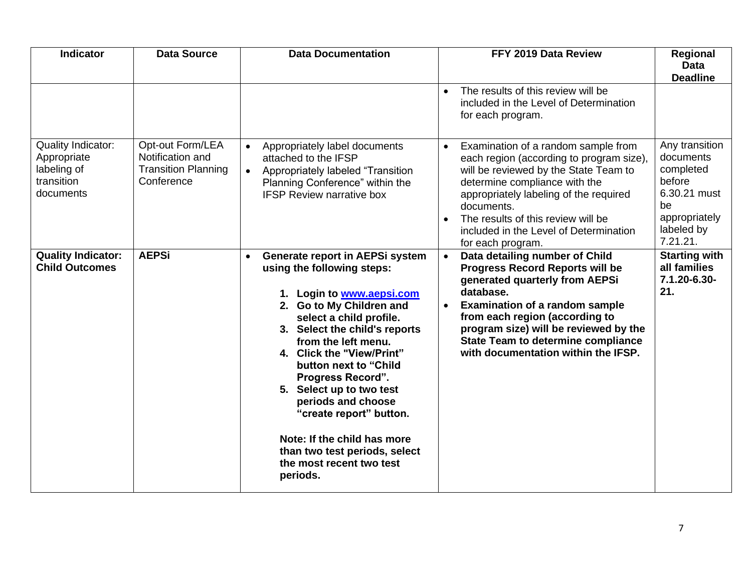| Indicator | Data Source | Data Documentation | FFY 2019 Data Review | Regional Data Deadline |
| --- | --- | --- | --- | --- |
| | | | • The results of this review will be included in the Level of Determination for each program. | |
| Quality Indicator: Appropriate labeling of transition documents | Opt-out Form/LEA Notification and Transition Planning Conference | • Appropriately label documents attached to the IFSP<br>• Appropriately labeled "Transition Planning Conference" within the IFSP Review narrative box | • Examination of a random sample from each region (according to program size), will be reviewed by the State Team to determine compliance with the appropriately labeling of the required documents.<br>• The results of this review will be included in the Level of Determination for each program. | Any transition documents completed before 6.30.21 must be appropriately labeled by 7.21.21. |
| **Quality Indicator: Child Outcomes** | **AEPSi** | • **Generate report in AEPSi system using the following steps:**<br>**1. Login to [www.aepsi.com](http://www.aepsi.com)**<br>**2. Go to My Children and select a child profile.**<br>**3. Select the child's reports from the left menu.**<br>**4. Click the "View/Print" button next to "Child Progress Record".**<br>**5. Select up to two test periods and choose "create report" button.**<br>**Note: If the child has more than two test periods, select the most recent two test periods.** | • **Data detailing number of Child Progress Record Reports will be generated quarterly from AEPSi database.**<br>• **Examination of a random sample from each region (according to program size) will be reviewed by the State Team to determine compliance with documentation within the IFSP.** | **Starting with all families 7.1.20-6.30-21.** |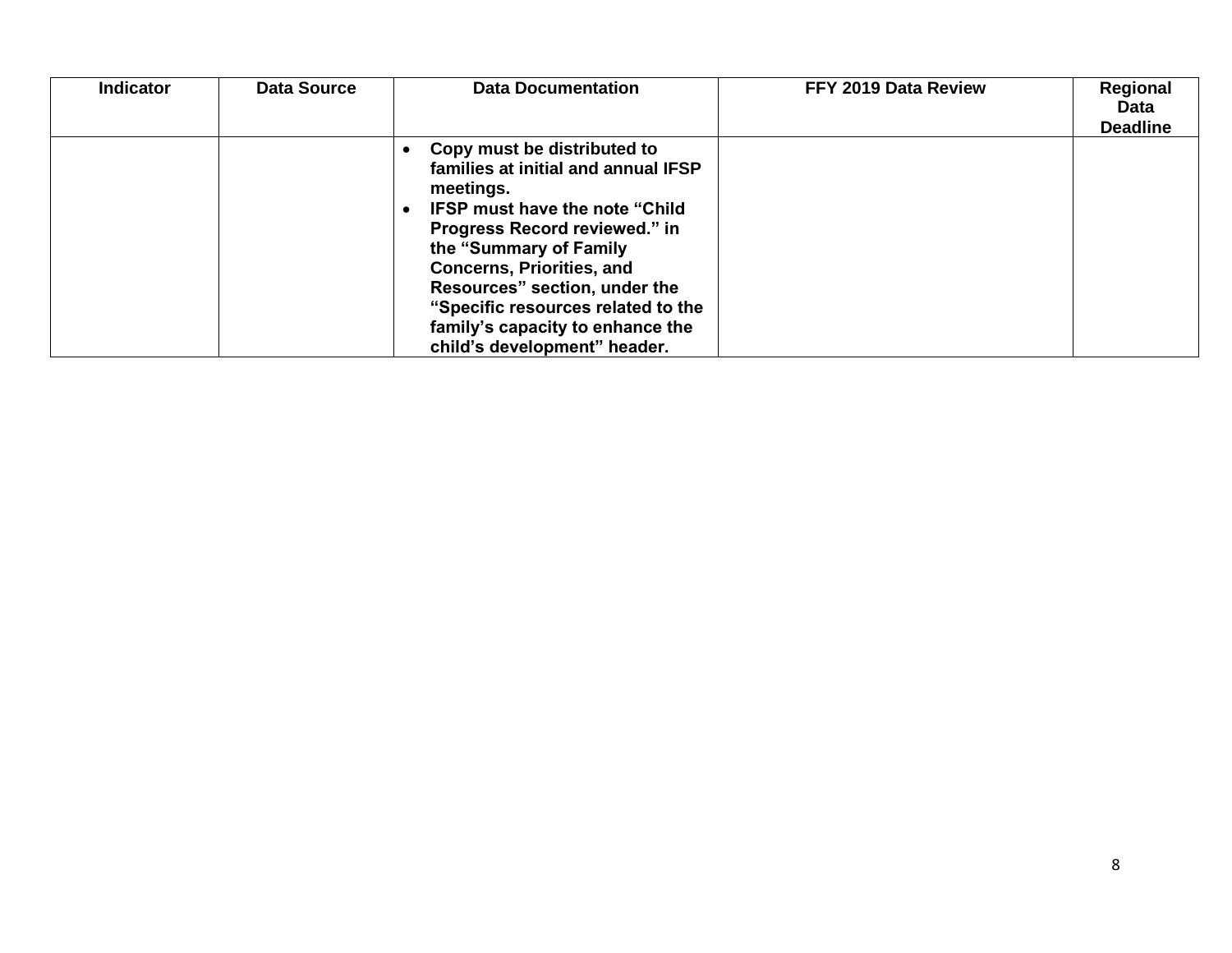| Indicator | Data Source | Data Documentation | FFY 2019 Data Review | Regional Data Deadline |
|---|---|---|---|---|
| | | • **Copy must be distributed to families at initial and annual IFSP meetings.**<br>• **IFSP must have the note "Child Progress Record reviewed." in the "Summary of Family Concerns, Priorities, and Resources" section, under the "Specific resources related to the family's capacity to enhance the child's development" header.** | | |